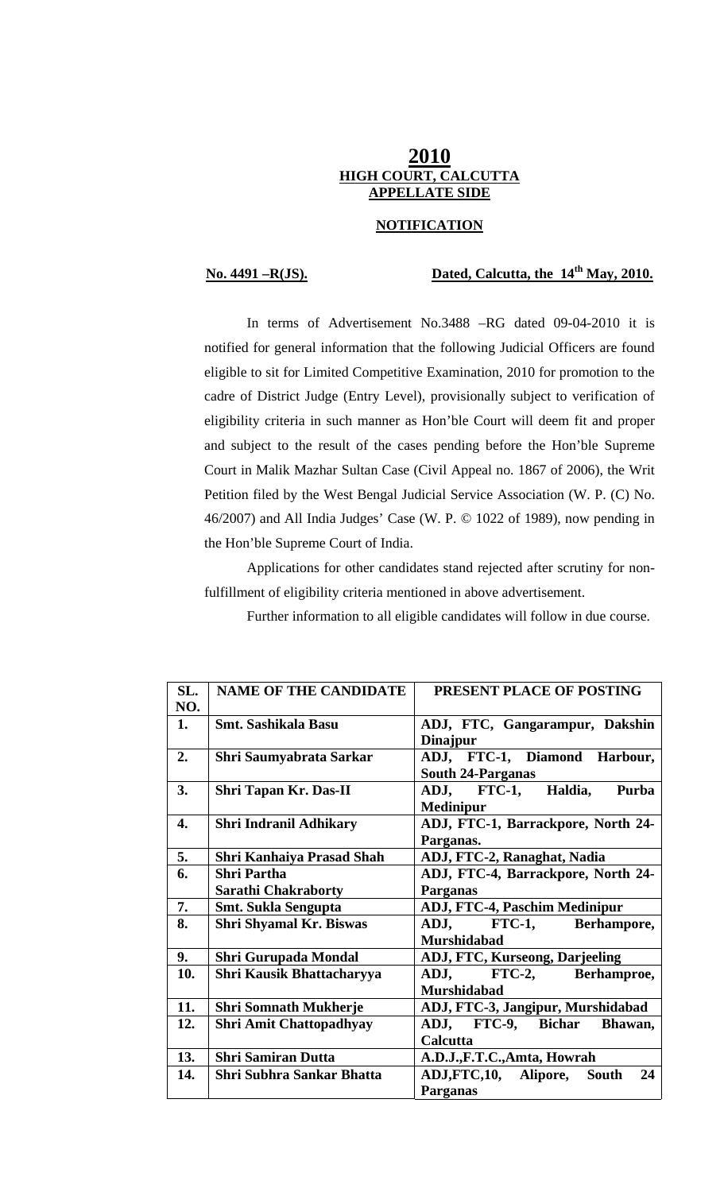# 2010

## HIGH COURT, CALCUTTA

## APPELLATE SIDE

### NOTIFICATION

**No. 4491 –R(JS).** **Dated, Calcutta, the 14th May, 2010.**

In terms of Advertisement No.3488 –RG dated 09-04-2010 it is notified for general information that the following Judicial Officers are found eligible to sit for Limited Competitive Examination, 2010 for promotion to the cadre of District Judge (Entry Level), provisionally subject to verification of eligibility criteria in such manner as Hon'ble Court will deem fit and proper and subject to the result of the cases pending before the Hon'ble Supreme Court in Malik Mazhar Sultan Case (Civil Appeal no. 1867 of 2006), the Writ Petition filed by the West Bengal Judicial Service Association (W. P. (C) No. 46/2007) and All India Judges' Case (W. P. © 1022 of 1989), now pending in the Hon'ble Supreme Court of India.

Applications for other candidates stand rejected after scrutiny for non-fulfillment of eligibility criteria mentioned in above advertisement.

Further information to all eligible candidates will follow in due course.

| SL. NO. | NAME OF THE CANDIDATE | PRESENT PLACE OF POSTING |
|---|---|---|
| 1. | Smt. Sashikala Basu | ADJ, FTC, Gangarampur, Dakshin Dinajpur |
| 2. | Shri Saumyabrata Sarkar | ADJ, FTC-1, Diamond Harbour, South 24-Parganas |
| 3. | Shri Tapan Kr. Das-II | ADJ, FTC-1, Haldia, Purba Medinipur |
| 4. | Shri Indranil Adhikary | ADJ, FTC-1, Barrackpore, North 24-Parganas. |
| 5. | Shri Kanhaiya Prasad Shah | ADJ, FTC-2, Ranaghat, Nadia |
| 6. | Shri Partha Sarathi Chakraborty | ADJ, FTC-4, Barrackpore, North 24-Parganas |
| 7. | Smt. Sukla Sengupta | ADJ, FTC-4, Paschim Medinipur |
| 8. | Shri Shyamal Kr. Biswas | ADJ, FTC-1, Berhampore, Murshidabad |
| 9. | Shri Gurupada Mondal | ADJ, FTC, Kurseong, Darjeeling |
| 10. | Shri Kausik Bhattacharyya | ADJ, FTC-2, Berhamproe, Murshidabad |
| 11. | Shri Somnath Mukherje | ADJ, FTC-3, Jangipur, Murshidabad |
| 12. | Shri Amit Chattopadhyay | ADJ, FTC-9, Bichar Bhawan, Calcutta |
| 13. | Shri Samiran Dutta | A.D.J.,F.T.C.,Amta, Howrah |
| 14. | Shri Subhra Sankar Bhatta | ADJ,FTC,10, Alipore, South 24 Parganas |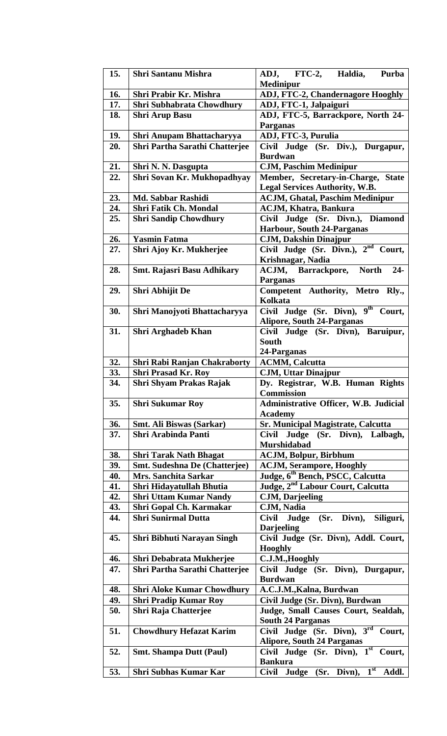| 15. | Shri Santanu Mishra | ADJ, FTC-2, Haldia, Purba Medinipur |
|---|---|---|
| 16. | Shri Prabir Kr. Mishra | ADJ, FTC-2, Chandernagore Hooghly |
| 17. | Shri Subhabrata Chowdhury | ADJ, FTC-1, Jalpaiguri |
| 18. | Shri Arup Basu | ADJ, FTC-5, Barrackpore, North 24-Parganas |
| 19. | Shri Anupam Bhattacharyya | ADJ, FTC-3, Purulia |
| 20. | Shri Partha Sarathi Chatterjee | Civil Judge (Sr. Div.), Durgapur, Burdwan |
| 21. | Shri N. N. Dasgupta | CJM, Paschim Medinipur |
| 22. | Shri Sovan Kr. Mukhopadhyay | Member, Secretary-in-Charge, State Legal Services Authority, W.B. |
| 23. | Md. Sabbar Rashidi | ACJM, Ghatal, Paschim Medinipur |
| 24. | Shri Fatik Ch. Mondal | ACJM, Khatra, Bankura |
| 25. | Shri Sandip Chowdhury | Civil Judge (Sr. Divn.), Diamond Harbour, South 24-Parganas |
| 26. | Yasmin Fatma | CJM, Dakshin Dinajpur |
| 27. | Shri Ajoy Kr. Mukherjee | Civil Judge (Sr. Divn.), 2nd Court, Krishnagar, Nadia |
| 28. | Smt. Rajasri Basu Adhikary | ACJM, Barrackpore, North 24-Parganas |
| 29. | Shri Abhijit De | Competent Authority, Metro Rly., Kolkata |
| 30. | Shri Manojyoti Bhattacharyya | Civil Judge (Sr. Divn), 9th Court, Alipore, South 24-Parganas |
| 31. | Shri Arghadeb Khan | Civil Judge (Sr. Divn), Baruipur, South 24-Parganas |
| 32. | Shri Rabi Ranjan Chakraborty | ACMM, Calcutta |
| 33. | Shri Prasad Kr. Roy | CJM, Uttar Dinajpur |
| 34. | Shri Shyam Prakas Rajak | Dy. Registrar, W.B. Human Rights Commission |
| 35. | Shri Sukumar Roy | Administrative Officer, W.B. Judicial Academy |
| 36. | Smt. Ali Biswas (Sarkar) | Sr. Municipal Magistrate, Calcutta |
| 37. | Shri Arabinda Panti | Civil Judge (Sr. Divn), Lalbagh, Murshidabad |
| 38. | Shri Tarak Nath Bhagat | ACJM, Bolpur, Birbhum |
| 39. | Smt. Sudeshna De (Chatterjee) | ACJM, Serampore, Hooghly |
| 40. | Mrs. Sanchita Sarkar | Judge, 6th Bench, PSCC, Calcutta |
| 41. | Shri Hidayatullah Bhutia | Judge, 2nd Labour Court, Calcutta |
| 42. | Shri Uttam Kumar Nandy | CJM, Darjeeling |
| 43. | Shri Gopal Ch. Karmakar | CJM, Nadia |
| 44. | Shri Sunirmal Dutta | Civil Judge (Sr. Divn), Siliguri, Darjeeling |
| 45. | Shri Bibhuti Narayan Singh | Civil Judge (Sr. Divn), Addl. Court, Hooghly |
| 46. | Shri Debabrata Mukherjee | C.J.M.,Hooghly |
| 47. | Shri Partha Sarathi Chatterjee | Civil Judge (Sr. Divn), Durgapur, Burdwan |
| 48. | Shri Aloke Kumar Chowdhury | A.C.J.M.,Kalna, Burdwan |
| 49. | Shri Pradip Kumar Roy | Civil Judge (Sr. Divn), Burdwan |
| 50. | Shri Raja Chatterjee | Judge, Small Causes Court, Sealdah, South 24 Parganas |
| 51. | Chowdhury Hefazat Karim | Civil Judge (Sr. Divn), 3rd Court, Alipore, South 24 Parganas |
| 52. | Smt. Shampa Dutt (Paul) | Civil Judge (Sr. Divn), 1st Court, Bankura |
| 53. | Shri Subhas Kumar Kar | Civil Judge (Sr. Divn), 1st Addl. |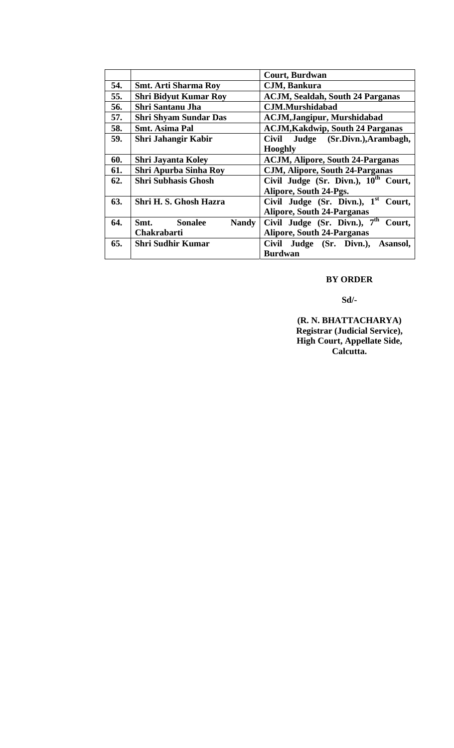| | | |
|---|---|---|
| | | **Court, Burdwan** |
| **54.** | **Smt. Arti Sharma Roy** | **CJM, Bankura** |
| **55.** | **Shri Bidyut Kumar Roy** | **ACJM, Sealdah, South 24 Parganas** |
| **56.** | **Shri Santanu Jha** | **CJM.Murshidabad** |
| **57.** | **Shri Shyam Sundar Das** | **ACJM,Jangipur, Murshidabad** |
| **58.** | **Smt. Asima Pal** | **ACJM,Kakdwip, South 24 Parganas** |
| **59.** | **Shri Jahangir Kabir** | **Civil Judge (Sr.Divn.),Arambagh, Hooghly** |
| **60.** | **Shri Jayanta Koley** | **ACJM, Alipore, South 24-Parganas** |
| **61.** | **Shri Apurba Sinha Roy** | **CJM, Alipore, South 24-Parganas** |
| **62.** | **Shri Subhasis Ghosh** | **Civil Judge (Sr. Divn.), 10th Court, Alipore, South 24-Pgs.** |
| **63.** | **Shri H. S. Ghosh Hazra** | **Civil Judge (Sr. Divn.), 1st Court, Alipore, South 24-Parganas** |
| **64.** | **Smt. Sonalee Nandy Chakrabarti** | **Civil Judge (Sr. Divn.), 7th Court, Alipore, South 24-Parganas** |
| **65.** | **Shri Sudhir Kumar** | **Civil Judge (Sr. Divn.), Asansol, Burdwan** |

**BY ORDER**

**Sd/-**

**(R. N. BHATTACHARYA)**
**Registrar (Judicial Service),**
**High Court, Appellate Side,**
**Calcutta.**